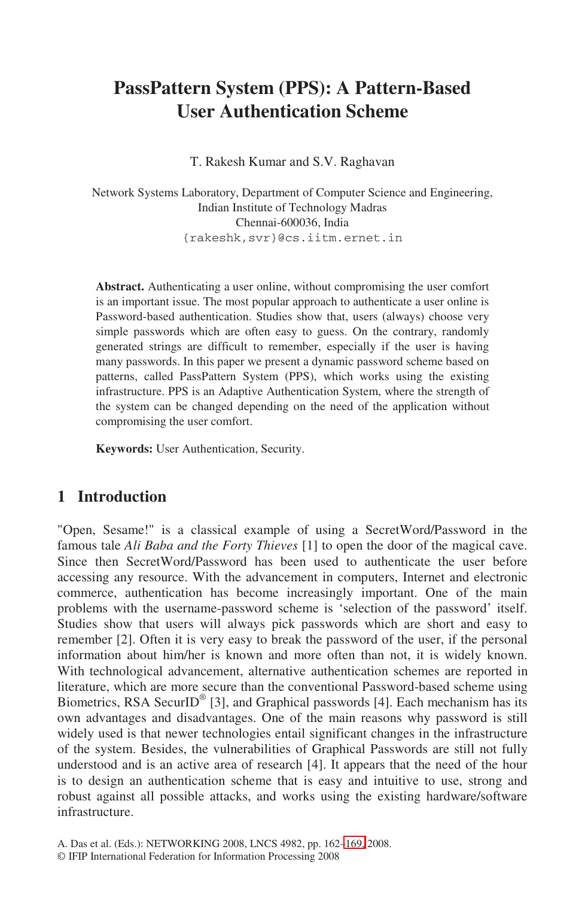# PassPattern System (PPS): A Pattern-Based User Authentication Scheme

T. Rakesh Kumar and S.V. Raghavan

Network Systems Laboratory, Department of Computer Science and Engineering,
Indian Institute of Technology Madras
Chennai-600036, India
{rakeshk,svr}@cs.iitm.ernet.in

**Abstract.** Authenticating a user online, without compromising the user comfort is an important issue. The most popular approach to authenticate a user online is Password-based authentication. Studies show that, users (always) choose very simple passwords which are often easy to guess. On the contrary, randomly generated strings are difficult to remember, especially if the user is having many passwords. In this paper we present a dynamic password scheme based on patterns, called PassPattern System (PPS), which works using the existing infrastructure. PPS is an Adaptive Authentication System, where the strength of the system can be changed depending on the need of the application without compromising the user comfort.

**Keywords:** User Authentication, Security.

## 1 Introduction

"Open, Sesame!" is a classical example of using a SecretWord/Password in the famous tale *Ali Baba and the Forty Thieves* [1] to open the door of the magical cave. Since then SecretWord/Password has been used to authenticate the user before accessing any resource. With the advancement in computers, Internet and electronic commerce, authentication has become increasingly important. One of the main problems with the username-password scheme is 'selection of the password' itself. Studies show that users will always pick passwords which are short and easy to remember [2]. Often it is very easy to break the password of the user, if the personal information about him/her is known and more often than not, it is widely known. With technological advancement, alternative authentication schemes are reported in literature, which are more secure than the conventional Password-based scheme using Biometrics, RSA SecurID® [3], and Graphical passwords [4]. Each mechanism has its own advantages and disadvantages. One of the main reasons why password is still widely used is that newer technologies entail significant changes in the infrastructure of the system. Besides, the vulnerabilities of Graphical Passwords are still not fully understood and is an active area of research [4]. It appears that the need of the hour is to design an authentication scheme that is easy and intuitive to use, strong and robust against all possible attacks, and works using the existing hardware/software infrastructure.

A. Das et al. (Eds.): NETWORKING 2008, LNCS 4982, pp. 162–169, 2008.
© IFIP International Federation for Information Processing 2008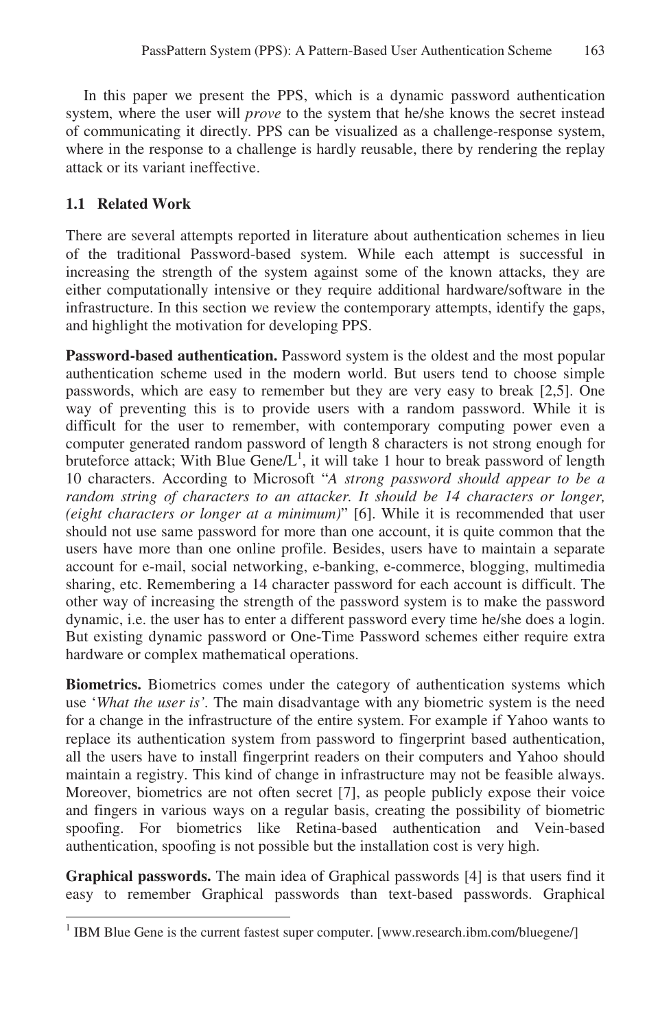In this paper we present the PPS, which is a dynamic password authentication system, where the user will *prove* to the system that he/she knows the secret instead of communicating it directly. PPS can be visualized as a challenge-response system, where in the response to a challenge is hardly reusable, there by rendering the replay attack or its variant ineffective.

### 1.1 Related Work

There are several attempts reported in literature about authentication schemes in lieu of the traditional Password-based system. While each attempt is successful in increasing the strength of the system against some of the known attacks, they are either computationally intensive or they require additional hardware/software in the infrastructure. In this section we review the contemporary attempts, identify the gaps, and highlight the motivation for developing PPS.

**Password-based authentication.** Password system is the oldest and the most popular authentication scheme used in the modern world. But users tend to choose simple passwords, which are easy to remember but they are very easy to break [2,5]. One way of preventing this is to provide users with a random password. While it is difficult for the user to remember, with contemporary computing power even a computer generated random password of length 8 characters is not strong enough for bruteforce attack; With Blue Gene/L[1], it will take 1 hour to break password of length 10 characters. According to Microsoft "*A strong password should appear to be a random string of characters to an attacker. It should be 14 characters or longer, (eight characters or longer at a minimum)*" [6]. While it is recommended that user should not use same password for more than one account, it is quite common that the users have more than one online profile. Besides, users have to maintain a separate account for e-mail, social networking, e-banking, e-commerce, blogging, multimedia sharing, etc. Remembering a 14 character password for each account is difficult. The other way of increasing the strength of the password system is to make the password dynamic, i.e. the user has to enter a different password every time he/she does a login. But existing dynamic password or One-Time Password schemes either require extra hardware or complex mathematical operations.

**Biometrics.** Biometrics comes under the category of authentication systems which use '*What the user is'*. The main disadvantage with any biometric system is the need for a change in the infrastructure of the entire system. For example if Yahoo wants to replace its authentication system from password to fingerprint based authentication, all the users have to install fingerprint readers on their computers and Yahoo should maintain a registry. This kind of change in infrastructure may not be feasible always. Moreover, biometrics are not often secret [7], as people publicly expose their voice and fingers in various ways on a regular basis, creating the possibility of biometric spoofing. For biometrics like Retina-based authentication and Vein-based authentication, spoofing is not possible but the installation cost is very high.

**Graphical passwords.** The main idea of Graphical passwords [4] is that users find it easy to remember Graphical passwords than text-based passwords. Graphical

[1] IBM Blue Gene is the current fastest super computer. [www.research.ibm.com/bluegene/]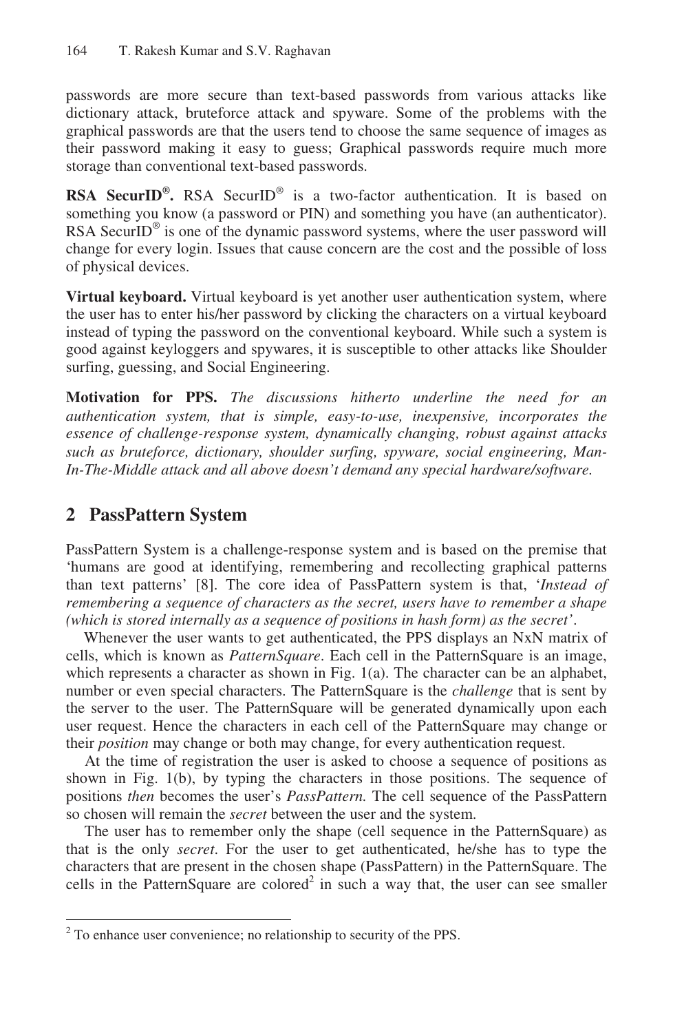passwords are more secure than text-based passwords from various attacks like dictionary attack, bruteforce attack and spyware. Some of the problems with the graphical passwords are that the users tend to choose the same sequence of images as their password making it easy to guess; Graphical passwords require much more storage than conventional text-based passwords.

**RSA SecurID®.** RSA SecurID® is a two-factor authentication. It is based on something you know (a password or PIN) and something you have (an authenticator). RSA SecurID® is one of the dynamic password systems, where the user password will change for every login. Issues that cause concern are the cost and the possible of loss of physical devices.

**Virtual keyboard.** Virtual keyboard is yet another user authentication system, where the user has to enter his/her password by clicking the characters on a virtual keyboard instead of typing the password on the conventional keyboard. While such a system is good against keyloggers and spywares, it is susceptible to other attacks like Shoulder surfing, guessing, and Social Engineering.

**Motivation for PPS.** *The discussions hitherto underline the need for an authentication system, that is simple, easy-to-use, inexpensive, incorporates the essence of challenge-response system, dynamically changing, robust against attacks such as bruteforce, dictionary, shoulder surfing, spyware, social engineering, Man-In-The-Middle attack and all above doesn't demand any special hardware/software.*

## 2 PassPattern System

PassPattern System is a challenge-response system and is based on the premise that 'humans are good at identifying, remembering and recollecting graphical patterns than text patterns' [8]. The core idea of PassPattern system is that, '*Instead of remembering a sequence of characters as the secret, users have to remember a shape (which is stored internally as a sequence of positions in hash form) as the secret'*.

Whenever the user wants to get authenticated, the PPS displays an NxN matrix of cells, which is known as *PatternSquare*. Each cell in the PatternSquare is an image, which represents a character as shown in Fig. 1(a). The character can be an alphabet, number or even special characters. The PatternSquare is the *challenge* that is sent by the server to the user. The PatternSquare will be generated dynamically upon each user request. Hence the characters in each cell of the PatternSquare may change or their *position* may change or both may change, for every authentication request.

At the time of registration the user is asked to choose a sequence of positions as shown in Fig. 1(b), by typing the characters in those positions. The sequence of positions *then* becomes the user's *PassPattern.* The cell sequence of the PassPattern so chosen will remain the *secret* between the user and the system.

The user has to remember only the shape (cell sequence in the PatternSquare) as that is the only *secret*. For the user to get authenticated, he/she has to type the characters that are present in the chosen shape (PassPattern) in the PatternSquare. The cells in the PatternSquare are colored[2] in such a way that, the user can see smaller

[2] To enhance user convenience; no relationship to security of the PPS.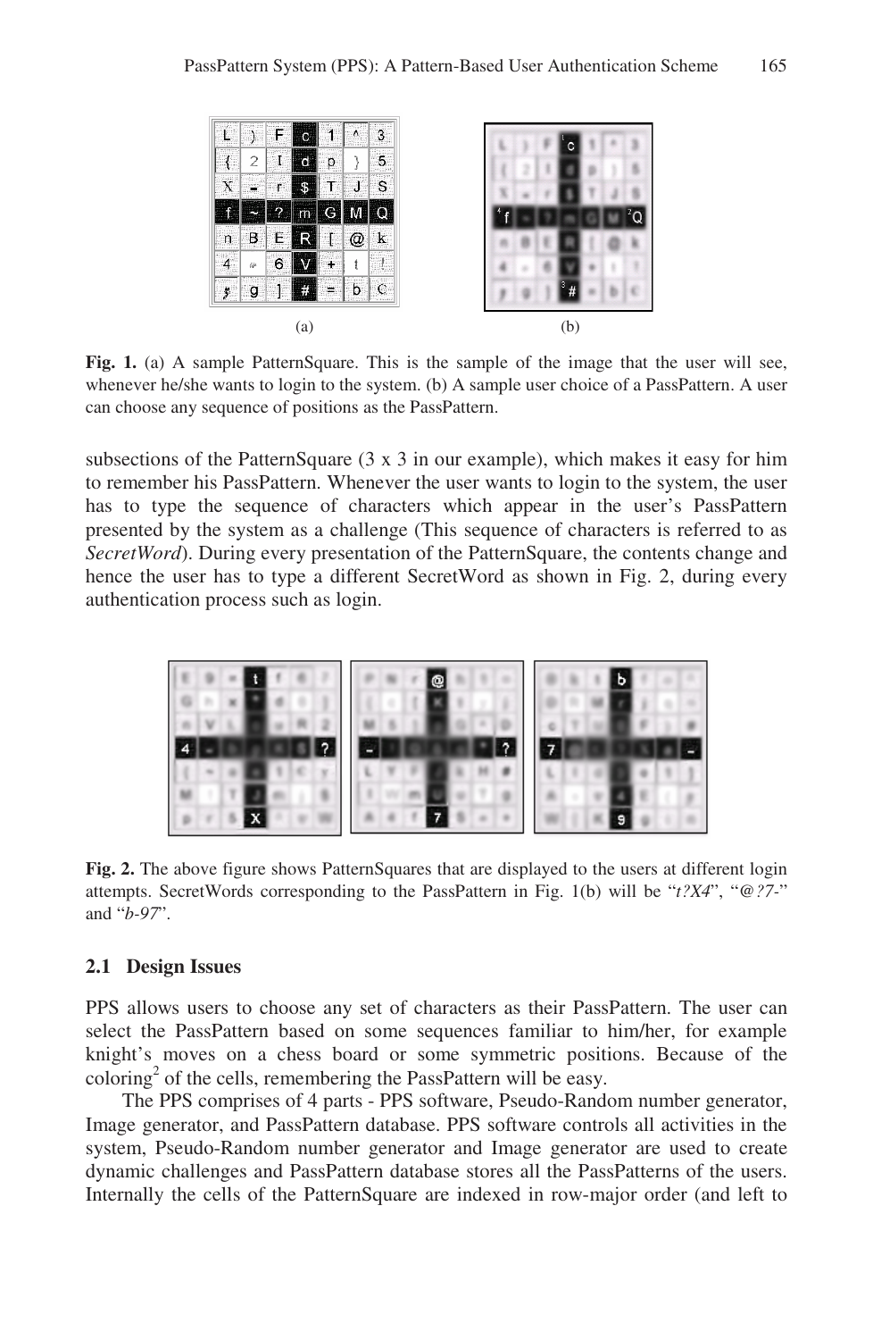(a)

(b)

**Fig. 1.** (a) A sample PatternSquare. This is the sample of the image that the user will see, whenever he/she wants to login to the system. (b) A sample user choice of a PassPattern. A user can choose any sequence of positions as the PassPattern.

subsections of the PatternSquare (3 x 3 in our example), which makes it easy for him to remember his PassPattern. Whenever the user wants to login to the system, the user has to type the sequence of characters which appear in the user's PassPattern presented by the system as a challenge (This sequence of characters is referred to as *SecretWord*). During every presentation of the PatternSquare, the contents change and hence the user has to type a different SecretWord as shown in Fig. 2, during every authentication process such as login.

**Fig. 2.** The above figure shows PatternSquares that are displayed to the users at different login attempts. SecretWords corresponding to the PassPattern in Fig. 1(b) will be "*t?X4*", "*@?7-*" and "*b-97*".

### 2.1 Design Issues

PPS allows users to choose any set of characters as their PassPattern. The user can select the PassPattern based on some sequences familiar to him/her, for example knight's moves on a chess board or some symmetric positions. Because of the coloring[2] of the cells, remembering the PassPattern will be easy.

The PPS comprises of 4 parts - PPS software, Pseudo-Random number generator, Image generator, and PassPattern database. PPS software controls all activities in the system, Pseudo-Random number generator and Image generator are used to create dynamic challenges and PassPattern database stores all the PassPatterns of the users. Internally the cells of the PatternSquare are indexed in row-major order (and left to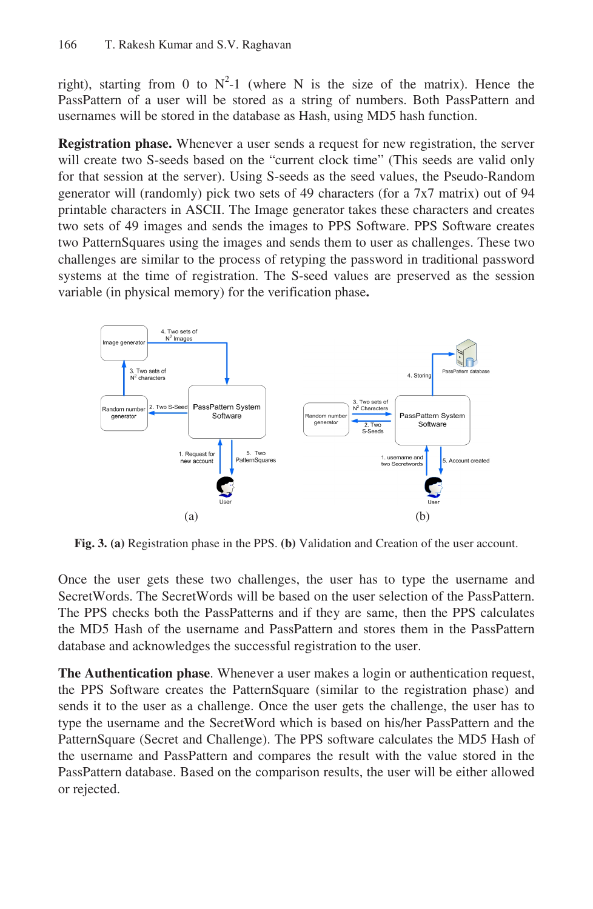right), starting from 0 to $N^2$-1 (where N is the size of the matrix). Hence the PassPattern of a user will be stored as a string of numbers. Both PassPattern and usernames will be stored in the database as Hash, using MD5 hash function.

**Registration phase.** Whenever a user sends a request for new registration, the server will create two S-seeds based on the "current clock time" (This seeds are valid only for that session at the server). Using S-seeds as the seed values, the Pseudo-Random generator will (randomly) pick two sets of 49 characters (for a 7x7 matrix) out of 94 printable characters in ASCII. The Image generator takes these characters and creates two sets of 49 images and sends the images to PPS Software. PPS Software creates two PatternSquares using the images and sends them to user as challenges. These two challenges are similar to the process of retyping the password in traditional password systems at the time of registration. The S-seed values are preserved as the session variable (in physical memory) for the verification phase**.**

Image generator
4. Two sets of $N^2$ Images
3. Two sets of $N^2$ characters
Random number generator
2. Two S-Seed
PassPattern System Software
1. Request for new account
5. Two PatternSquares
User
(a)

PassPattern database
4. Storing
Random number generator
3. Two sets of $N^2$ Characters
2. Two S-Seeds
PassPattern System Software
1. username and two Secretwords
5. Account created
User
(b)

**Fig. 3. (a)** Registration phase in the PPS. **(b)** Validation and Creation of the user account.

Once the user gets these two challenges, the user has to type the username and SecretWords. The SecretWords will be based on the user selection of the PassPattern. The PPS checks both the PassPatterns and if they are same, then the PPS calculates the MD5 Hash of the username and PassPattern and stores them in the PassPattern database and acknowledges the successful registration to the user.

**The Authentication phase**. Whenever a user makes a login or authentication request, the PPS Software creates the PatternSquare (similar to the registration phase) and sends it to the user as a challenge. Once the user gets the challenge, the user has to type the username and the SecretWord which is based on his/her PassPattern and the PatternSquare (Secret and Challenge). The PPS software calculates the MD5 Hash of the username and PassPattern and compares the result with the value stored in the PassPattern database. Based on the comparison results, the user will be either allowed or rejected.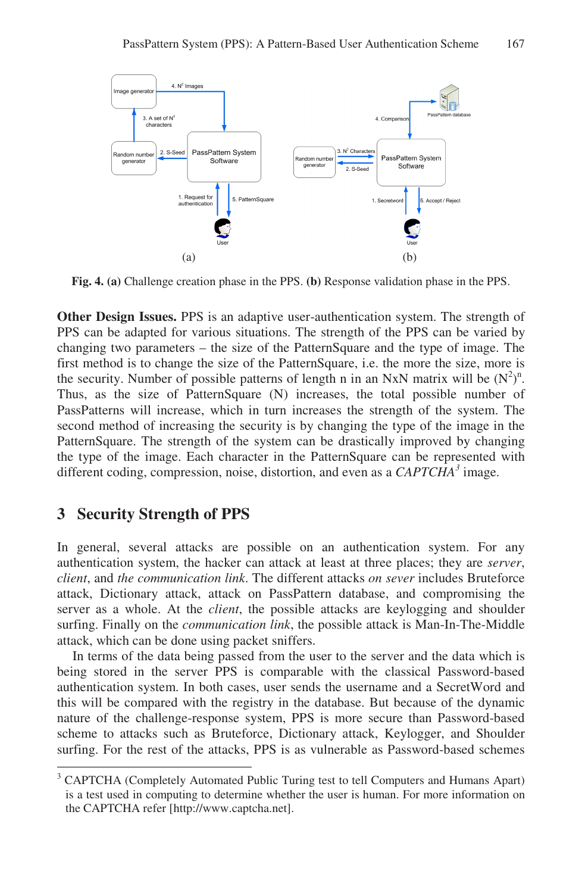Image generator

4. $N^2$ Images

3. A set of $N^2$ characters

Random number generator

2. S-Seed

PassPattern System Software

1. Request for authentication

5. PatternSquare

User

(a)

PassPattern database

4. Comparison

Random number generator

3. $N^2$ Characters

2. S-Seed

PassPattern System Software

1. Secretword

5. Accept / Reject

User

(b)

**Fig. 4. (a)** Challenge creation phase in the PPS. **(b)** Response validation phase in the PPS.

**Other Design Issues.** PPS is an adaptive user-authentication system. The strength of PPS can be adapted for various situations. The strength of the PPS can be varied by changing two parameters – the size of the PatternSquare and the type of image. The first method is to change the size of the PatternSquare, i.e. the more the size, more is the security. Number of possible patterns of length n in an NxN matrix will be $(N^2)^n$. Thus, as the size of PatternSquare (N) increases, the total possible number of PassPatterns will increase, which in turn increases the strength of the system. The second method of increasing the security is by changing the type of the image in the PatternSquare. The strength of the system can be drastically improved by changing the type of the image. Each character in the PatternSquare can be represented with different coding, compression, noise, distortion, and even as a *CAPTCHA*[3] image.

## 3 Security Strength of PPS

In general, several attacks are possible on an authentication system. For any authentication system, the hacker can attack at least at three places; they are *server*, *client*, and *the communication link*. The different attacks *on sever* includes Bruteforce attack, Dictionary attack, attack on PassPattern database, and compromising the server as a whole. At the *client*, the possible attacks are keylogging and shoulder surfing. Finally on the *communication link*, the possible attack is Man-In-The-Middle attack, which can be done using packet sniffers.

In terms of the data being passed from the user to the server and the data which is being stored in the server PPS is comparable with the classical Password-based authentication system. In both cases, user sends the username and a SecretWord and this will be compared with the registry in the database. But because of the dynamic nature of the challenge-response system, PPS is more secure than Password-based scheme to attacks such as Bruteforce, Dictionary attack, Keylogger, and Shoulder surfing. For the rest of the attacks, PPS is as vulnerable as Password-based schemes

[3] CAPTCHA (Completely Automated Public Turing test to tell Computers and Humans Apart) is a test used in computing to determine whether the user is human. For more information on the CAPTCHA refer [http://www.captcha.net].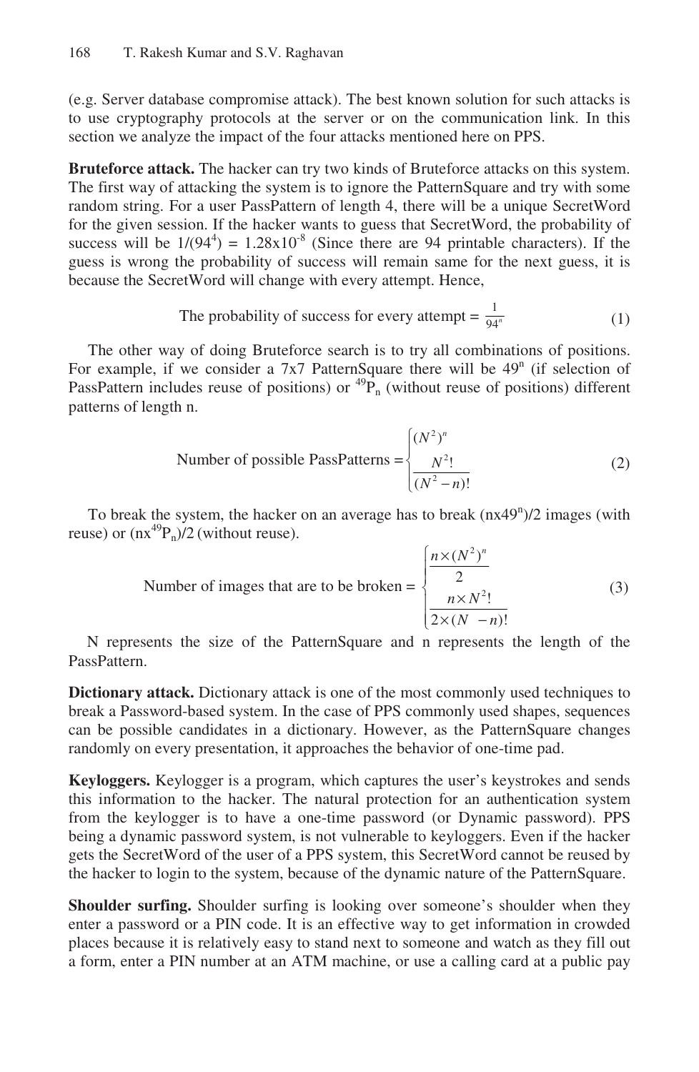(e.g. Server database compromise attack). The best known solution for such attacks is to use cryptography protocols at the server or on the communication link. In this section we analyze the impact of the four attacks mentioned here on PPS.

**Bruteforce attack.** The hacker can try two kinds of Bruteforce attacks on this system. The first way of attacking the system is to ignore the PatternSquare and try with some random string. For a user PassPattern of length 4, there will be a unique SecretWord for the given session. If the hacker wants to guess that SecretWord, the probability of success will be $1/(94^4) = 1.28\text{x}10^{-8}$ (Since there are 94 printable characters). If the guess is wrong the probability of success will remain same for the next guess, it is because the SecretWord will change with every attempt. Hence,

$$\text{The probability of success for every attempt} = \frac{1}{94^n} \tag{1}$$

The other way of doing Bruteforce search is to try all combinations of positions. For example, if we consider a 7x7 PatternSquare there will be $49^n$ (if selection of PassPattern includes reuse of positions) or ${}^{49}P_n$ (without reuse of positions) different patterns of length n.

$$\text{Number of possible PassPatterns} = \begin{cases} (N^2)^n \\ \dfrac{N^2!}{(N^2-n)!} \end{cases} \tag{2}$$

To break the system, the hacker on an average has to break $(n\text{x}49^n)/2$ images (with reuse) or $(n\text{x}^{49}P_n)/2$ (without reuse).

$$\text{Number of images that are to be broken} = \begin{cases} \dfrac{n\times(N^2)^n}{2} \\ \dfrac{n\times N^2!}{2\times(N\ \ -n)!} \end{cases} \tag{3}$$

N represents the size of the PatternSquare and n represents the length of the PassPattern.

**Dictionary attack.** Dictionary attack is one of the most commonly used techniques to break a Password-based system. In the case of PPS commonly used shapes, sequences can be possible candidates in a dictionary. However, as the PatternSquare changes randomly on every presentation, it approaches the behavior of one-time pad.

**Keyloggers.** Keylogger is a program, which captures the user's keystrokes and sends this information to the hacker. The natural protection for an authentication system from the keylogger is to have a one-time password (or Dynamic password). PPS being a dynamic password system, is not vulnerable to keyloggers. Even if the hacker gets the SecretWord of the user of a PPS system, this SecretWord cannot be reused by the hacker to login to the system, because of the dynamic nature of the PatternSquare.

**Shoulder surfing.** Shoulder surfing is looking over someone's shoulder when they enter a password or a PIN code. It is an effective way to get information in crowded places because it is relatively easy to stand next to someone and watch as they fill out a form, enter a PIN number at an ATM machine, or use a calling card at a public pay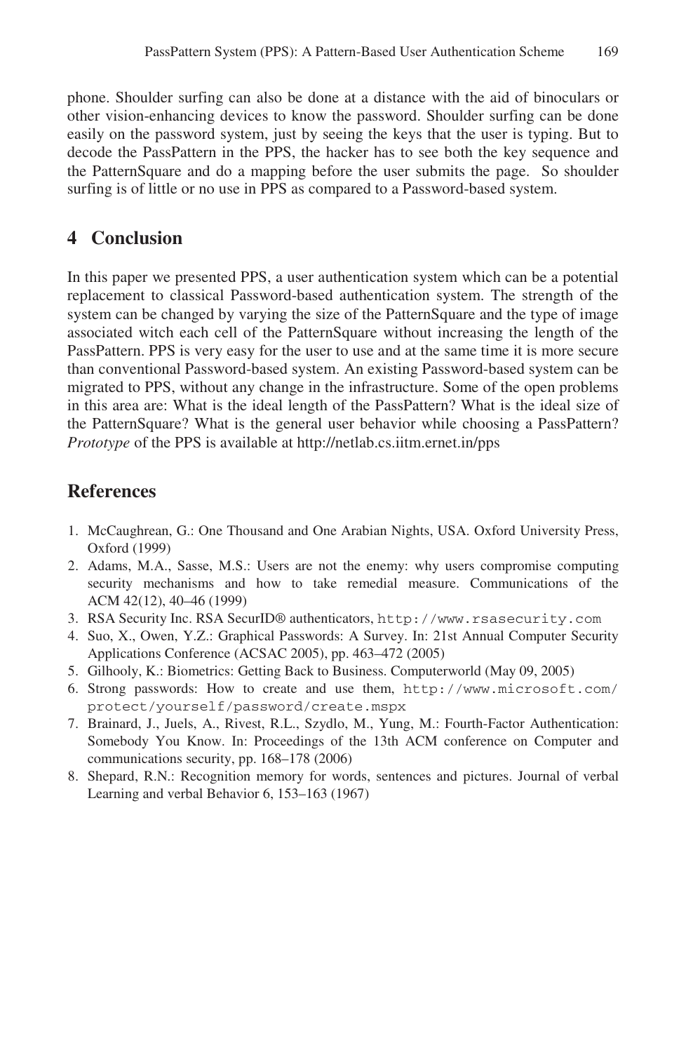phone. Shoulder surfing can also be done at a distance with the aid of binoculars or other vision-enhancing devices to know the password. Shoulder surfing can be done easily on the password system, just by seeing the keys that the user is typing. But to decode the PassPattern in the PPS, the hacker has to see both the key sequence and the PatternSquare and do a mapping before the user submits the page. So shoulder surfing is of little or no use in PPS as compared to a Password-based system.

## 4 Conclusion

In this paper we presented PPS, a user authentication system which can be a potential replacement to classical Password-based authentication system. The strength of the system can be changed by varying the size of the PatternSquare and the type of image associated witch each cell of the PatternSquare without increasing the length of the PassPattern. PPS is very easy for the user to use and at the same time it is more secure than conventional Password-based system. An existing Password-based system can be migrated to PPS, without any change in the infrastructure. Some of the open problems in this area are: What is the ideal length of the PassPattern? What is the ideal size of the PatternSquare? What is the general user behavior while choosing a PassPattern? *Prototype* of the PPS is available at http://netlab.cs.iitm.ernet.in/pps

## References

1. McCaughrean, G.: One Thousand and One Arabian Nights, USA. Oxford University Press, Oxford (1999)
2. Adams, M.A., Sasse, M.S.: Users are not the enemy: why users compromise computing security mechanisms and how to take remedial measure. Communications of the ACM 42(12), 40–46 (1999)
3. RSA Security Inc. RSA SecurID® authenticators, http://www.rsasecurity.com
4. Suo, X., Owen, Y.Z.: Graphical Passwords: A Survey. In: 21st Annual Computer Security Applications Conference (ACSAC 2005), pp. 463–472 (2005)
5. Gilhooly, K.: Biometrics: Getting Back to Business. Computerworld (May 09, 2005)
6. Strong passwords: How to create and use them, http://www.microsoft.com/protect/yourself/password/create.mspx
7. Brainard, J., Juels, A., Rivest, R.L., Szydlo, M., Yung, M.: Fourth-Factor Authentication: Somebody You Know. In: Proceedings of the 13th ACM conference on Computer and communications security, pp. 168–178 (2006)
8. Shepard, R.N.: Recognition memory for words, sentences and pictures. Journal of verbal Learning and verbal Behavior 6, 153–163 (1967)